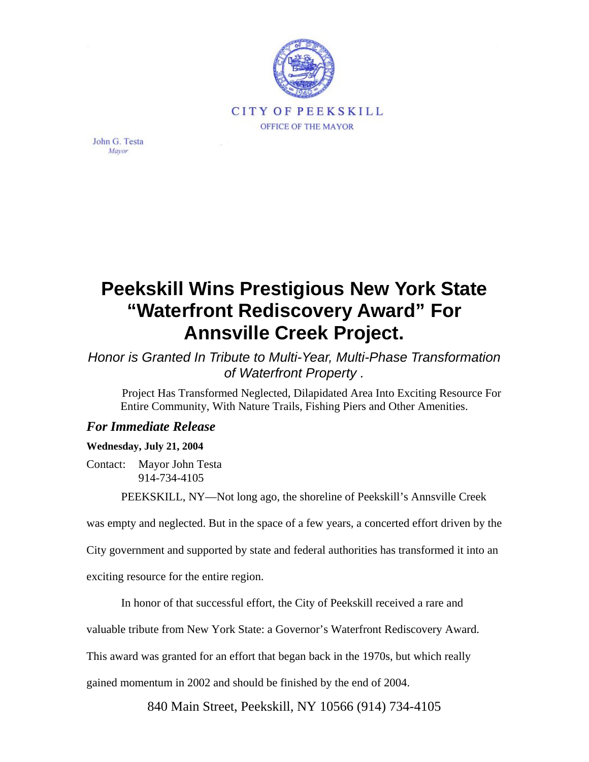CITY OF PEEKSKILL

OFFICE OF THE MAYOR

John G. Testa
*Mayor*

# Peekskill Wins Prestigious New York State "Waterfront Rediscovery Award" For Annsville Creek Project.

*Honor is Granted In Tribute to Multi-Year, Multi-Phase Transformation of Waterfront Property .*

Project Has Transformed Neglected, Dilapidated Area Into Exciting Resource For Entire Community, With Nature Trails, Fishing Piers and Other Amenities.

***For Immediate Release***

**Wednesday, July 21, 2004**

Contact: Mayor John Testa
914-734-4105

PEEKSKILL, NY—Not long ago, the shoreline of Peekskill's Annsville Creek was empty and neglected. But in the space of a few years, a concerted effort driven by the City government and supported by state and federal authorities has transformed it into an exciting resource for the entire region.

In honor of that successful effort, the City of Peekskill received a rare and valuable tribute from New York State: a Governor's Waterfront Rediscovery Award. This award was granted for an effort that began back in the 1970s, but which really gained momentum in 2002 and should be finished by the end of 2004.

840 Main Street, Peekskill, NY 10566 (914) 734-4105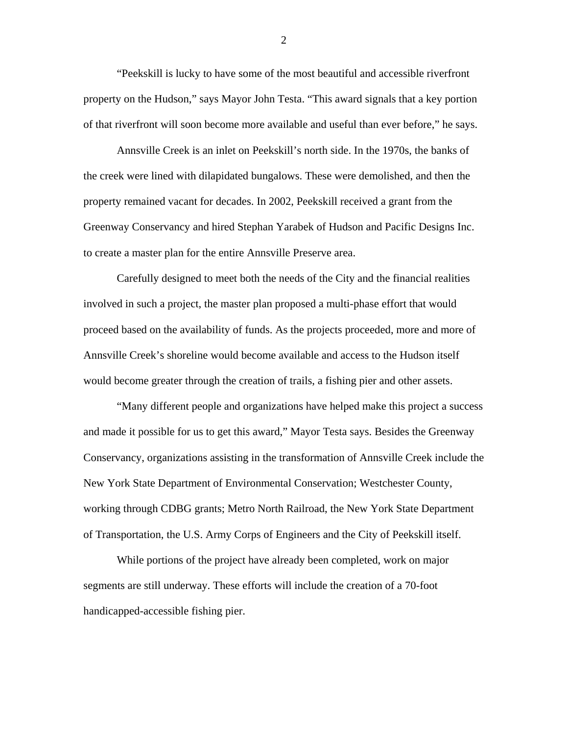"Peekskill is lucky to have some of the most beautiful and accessible riverfront property on the Hudson," says Mayor John Testa. "This award signals that a key portion of that riverfront will soon become more available and useful than ever before," he says.

Annsville Creek is an inlet on Peekskill's north side. In the 1970s, the banks of the creek were lined with dilapidated bungalows. These were demolished, and then the property remained vacant for decades. In 2002, Peekskill received a grant from the Greenway Conservancy and hired Stephan Yarabek of Hudson and Pacific Designs Inc. to create a master plan for the entire Annsville Preserve area.

Carefully designed to meet both the needs of the City and the financial realities involved in such a project, the master plan proposed a multi-phase effort that would proceed based on the availability of funds. As the projects proceeded, more and more of Annsville Creek's shoreline would become available and access to the Hudson itself would become greater through the creation of trails, a fishing pier and other assets.

"Many different people and organizations have helped make this project a success and made it possible for us to get this award," Mayor Testa says. Besides the Greenway Conservancy, organizations assisting in the transformation of Annsville Creek include the New York State Department of Environmental Conservation; Westchester County, working through CDBG grants; Metro North Railroad, the New York State Department of Transportation, the U.S. Army Corps of Engineers and the City of Peekskill itself.

While portions of the project have already been completed, work on major segments are still underway. These efforts will include the creation of a 70-foot handicapped-accessible fishing pier.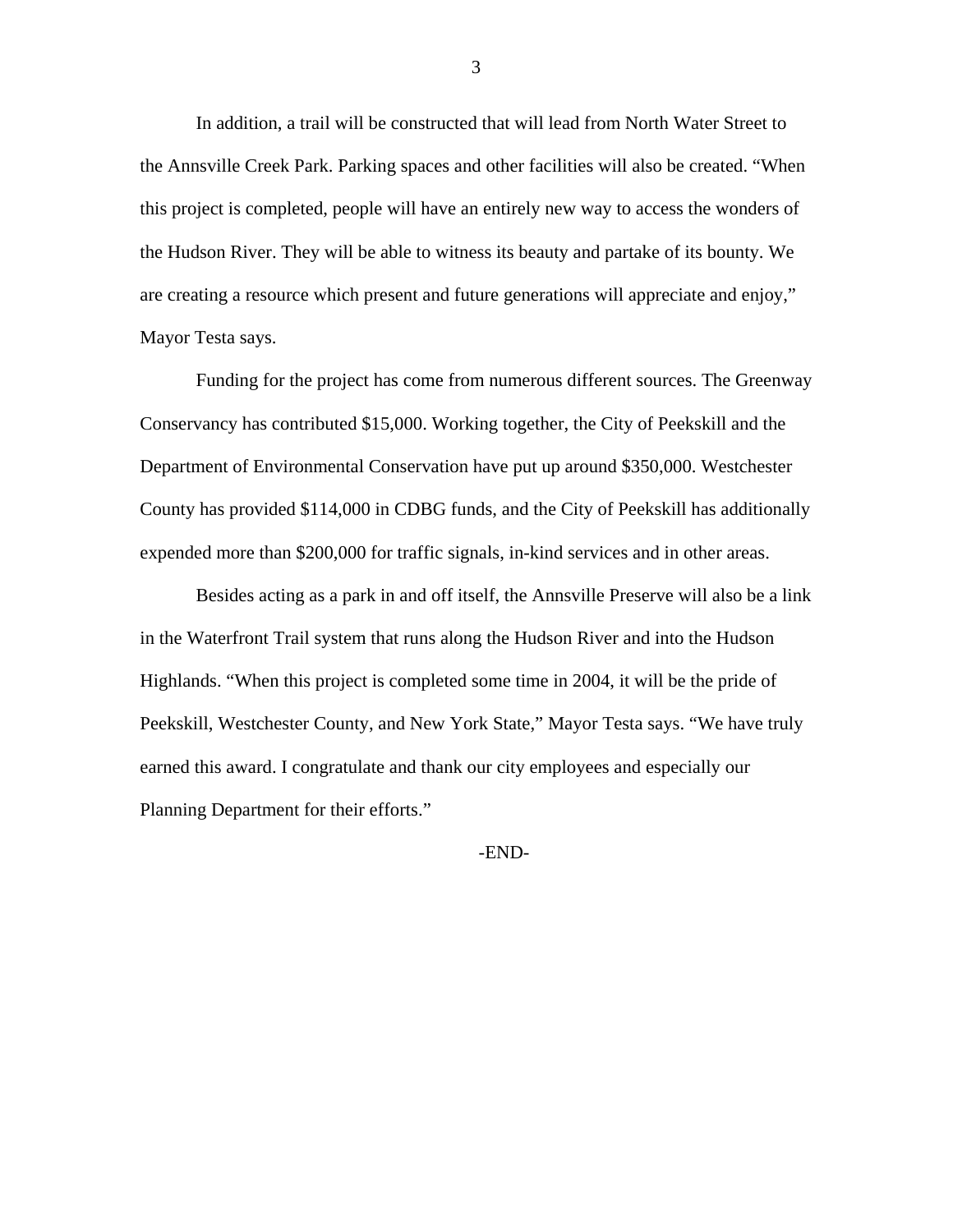In addition, a trail will be constructed that will lead from North Water Street to the Annsville Creek Park. Parking spaces and other facilities will also be created. “When this project is completed, people will have an entirely new way to access the wonders of the Hudson River. They will be able to witness its beauty and partake of its bounty. We are creating a resource which present and future generations will appreciate and enjoy,” Mayor Testa says.

Funding for the project has come from numerous different sources. The Greenway Conservancy has contributed $15,000. Working together, the City of Peekskill and the Department of Environmental Conservation have put up around $350,000. Westchester County has provided $114,000 in CDBG funds, and the City of Peekskill has additionally expended more than $200,000 for traffic signals, in-kind services and in other areas.

Besides acting as a park in and off itself, the Annsville Preserve will also be a link in the Waterfront Trail system that runs along the Hudson River and into the Hudson Highlands. “When this project is completed some time in 2004, it will be the pride of Peekskill, Westchester County, and New York State,” Mayor Testa says. “We have truly earned this award. I congratulate and thank our city employees and especially our Planning Department for their efforts.”

-END-